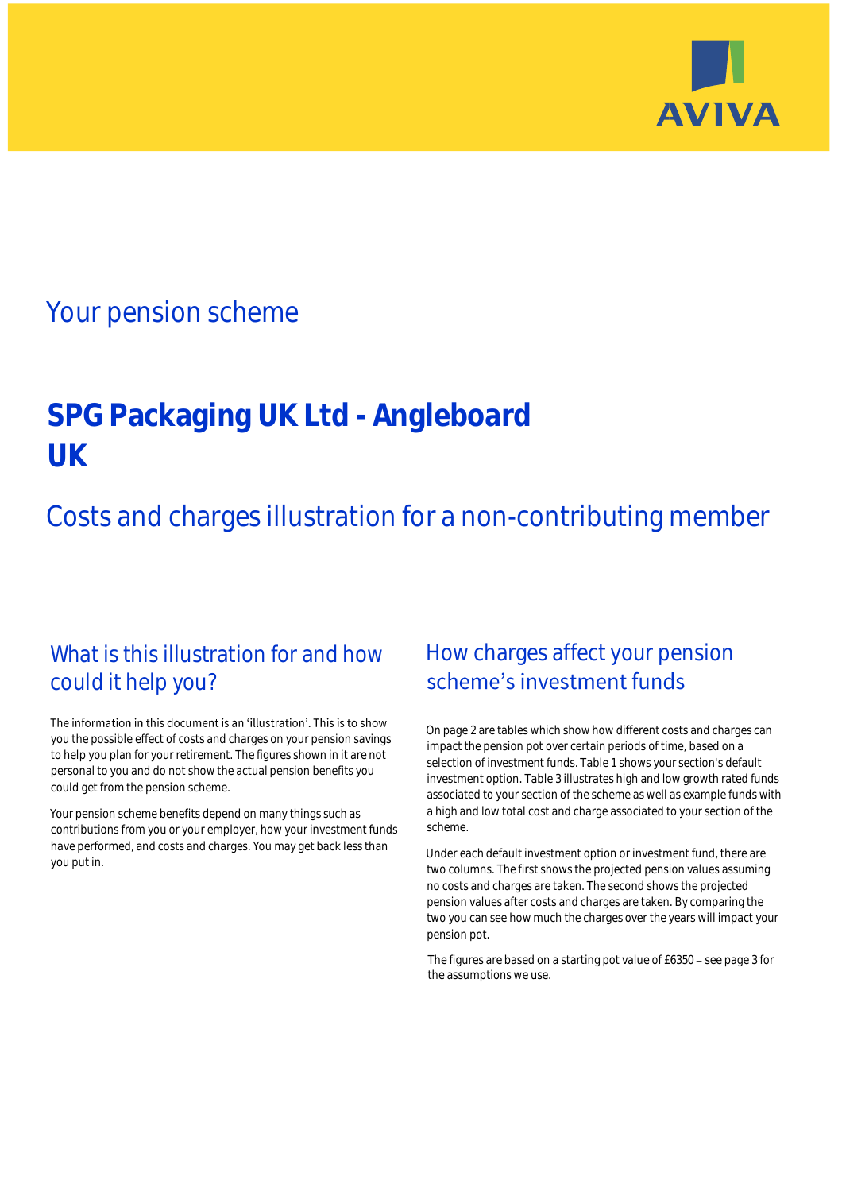AVIVA

## Your pension scheme

# SPG Packaging UK Ltd - Angleboard UK

## Costs and charges illustration for a non-contributing member

### What is this illustration for and how could it help you?

The information in this document is an 'illustration'. This is to show you the possible effect of costs and charges on your pension savings to help you plan for your retirement. The figures shown in it are not personal to you and do not show the actual pension benefits you could get from the pension scheme.

Your pension scheme benefits depend on many things such as contributions from you or your employer, how your investment funds have performed, and costs and charges. You may get back less than you put in.

### How charges affect your pension scheme's investment funds

On page 2 are tables which show how different costs and charges can impact the pension pot over certain periods of time, based on a selection of investment funds. Table 1 shows your section's default investment option. Table 3 illustrates high and low growth rated funds associated to your section of the scheme as well as example funds with a high and low total cost and charge associated to your section of the scheme.

Under each default investment option or investment fund, there are two columns. The first shows the projected pension values assuming no costs and charges are taken. The second shows the projected pension values after costs and charges are taken. By comparing the two you can see how much the charges over the years will impact your pension pot.

The figures are based on a starting pot value of £6350 – see page 3 for the assumptions we use.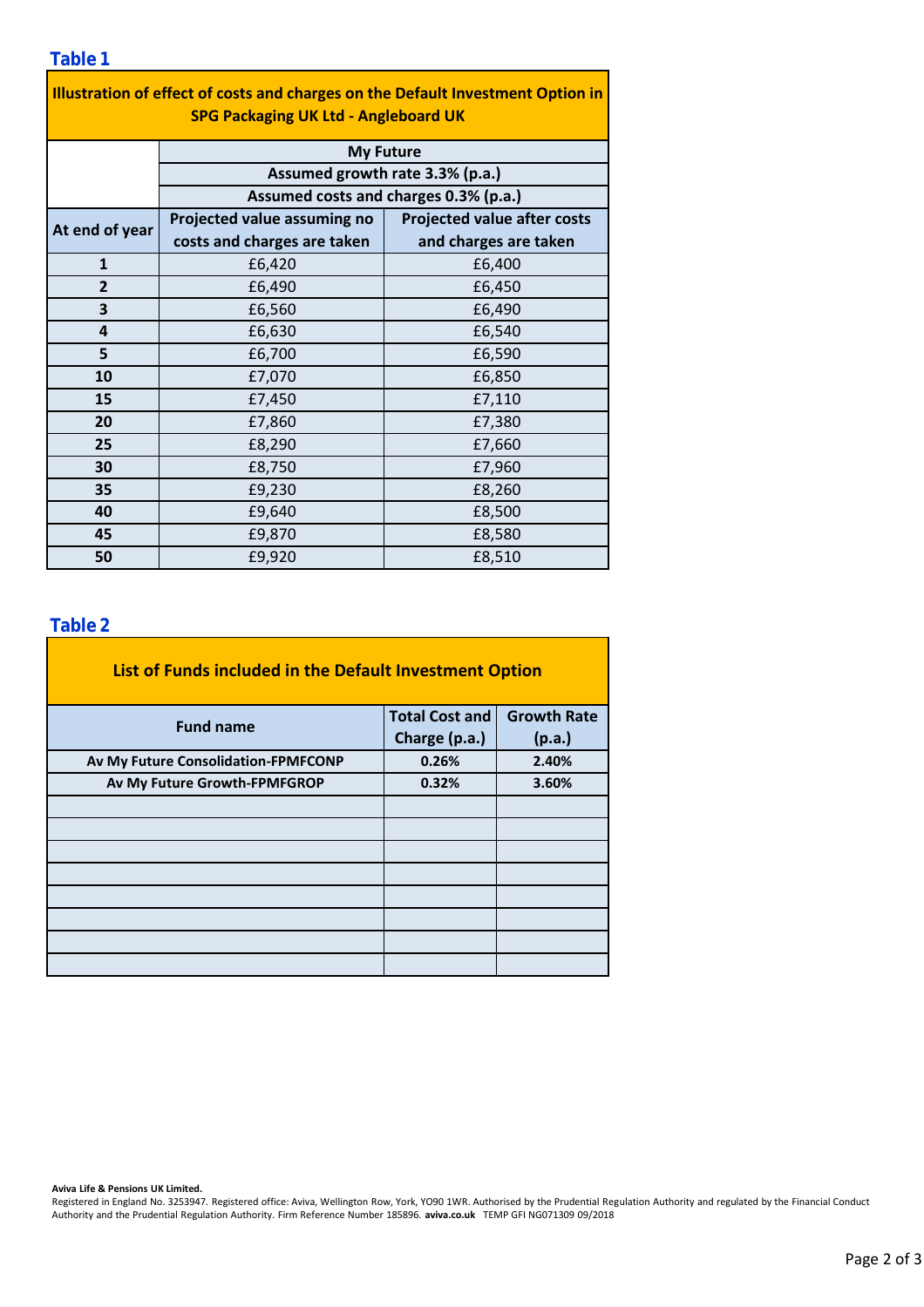## Table 1

| Illustration of effect of costs and charges on the Default Investment Option in SPG Packaging UK Ltd - Angleboard UK | | |
|---|---|---|
| | My Future | |
| | Assumed growth rate 3.3% (p.a.) | |
| | Assumed costs and charges 0.3% (p.a.) | |
| At end of year | Projected value assuming no costs and charges are taken | Projected value after costs and charges are taken |
| 1 | £6,420 | £6,400 |
| 2 | £6,490 | £6,450 |
| 3 | £6,560 | £6,490 |
| 4 | £6,630 | £6,540 |
| 5 | £6,700 | £6,590 |
| 10 | £7,070 | £6,850 |
| 15 | £7,450 | £7,110 |
| 20 | £7,860 | £7,380 |
| 25 | £8,290 | £7,660 |
| 30 | £8,750 | £7,960 |
| 35 | £9,230 | £8,260 |
| 40 | £9,640 | £8,500 |
| 45 | £9,870 | £8,580 |
| 50 | £9,920 | £8,510 |

## Table 2

| List of Funds included in the Default Investment Option | | |
|---|---|---|
| Fund name | Total Cost and Charge (p.a.) | Growth Rate (p.a.) |
| Av My Future Consolidation-FPMFCONP | 0.26% | 2.40% |
| Av My Future Growth-FPMFGROP | 0.32% | 3.60% |
| | | |
| | | |
| | | |
| | | |
| | | |
| | | |
| | | |
| | | |

**Aviva Life & Pensions UK Limited.**
Registered in England No. 3253947. Registered office: Aviva, Wellington Row, York, YO90 1WR. Authorised by the Prudential Regulation Authority and regulated by the Financial Conduct Authority and the Prudential Regulation Authority. Firm Reference Number 185896. **aviva.co.uk** TEMP GFI NG071309 09/2018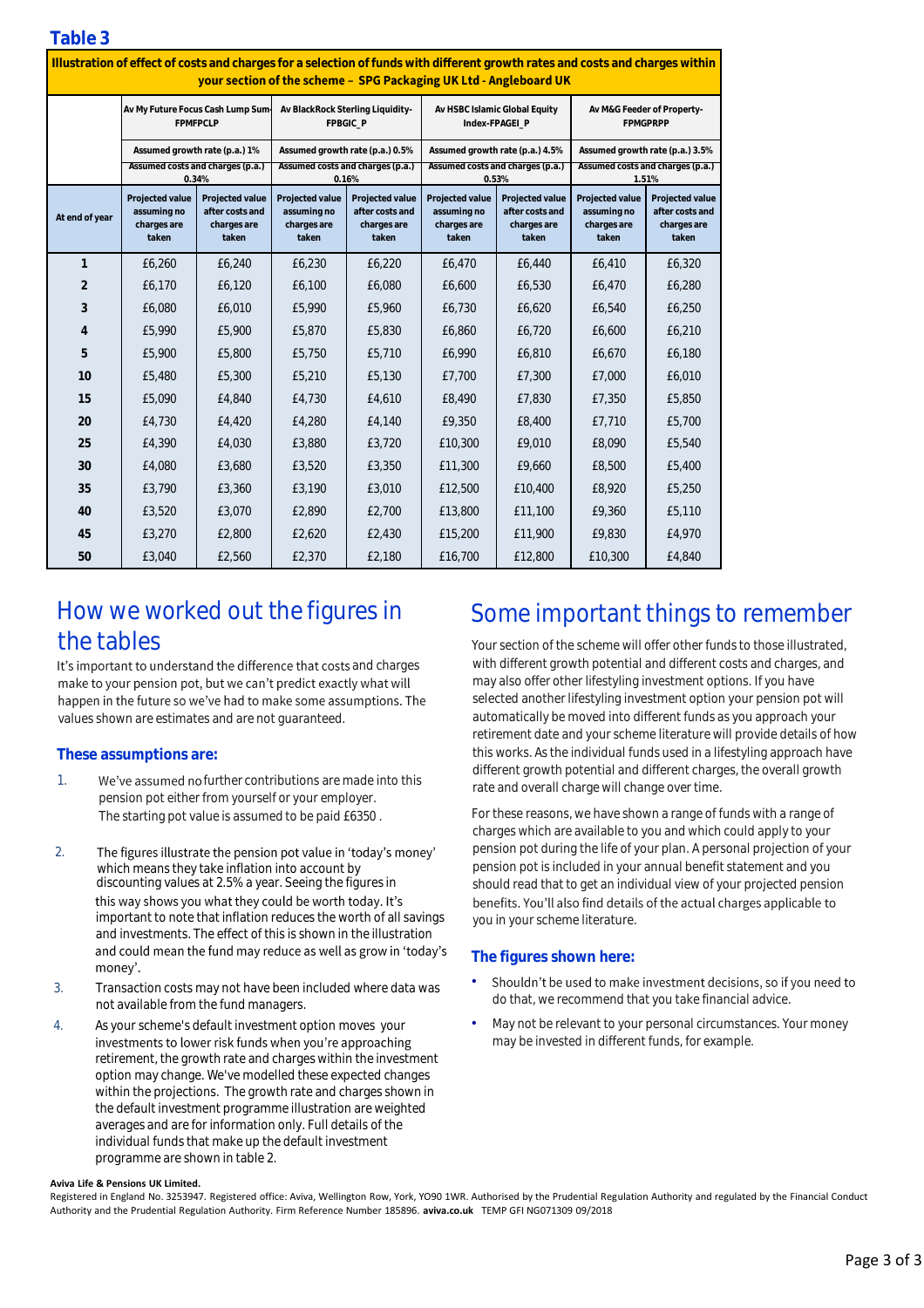## Table 3

| Illustration of effect of costs and charges for a selection of funds with different growth rates and costs and charges within your section of the scheme – SPG Packaging UK Ltd - Angleboard UK | | | | | | | | |
|---|---|---|---|---|---|---|---|---|
| | Av My Future Focus Cash Lump Sum-FPMFPCLP | | Av BlackRock Sterling Liquidity-FPBGIC_P | | Av HSBC Islamic Global Equity Index-FPAGEI_P | | Av M&G Feeder of Property-FPMGPRPP | |
| | Assumed growth rate (p.a.) 1% | | Assumed growth rate (p.a.) 0.5% | | Assumed growth rate (p.a.) 4.5% | | Assumed growth rate (p.a.) 3.5% | |
| | Assumed costs and charges (p.a.) 0.34% | | Assumed costs and charges (p.a.) 0.16% | | Assumed costs and charges (p.a.) 0.53% | | Assumed costs and charges (p.a.) 1.51% | |
| At end of year | Projected value assuming no charges are taken | Projected value after costs and charges are taken | Projected value assuming no charges are taken | Projected value after costs and charges are taken | Projected value assuming no charges are taken | Projected value after costs and charges are taken | Projected value assuming no charges are taken | Projected value after costs and charges are taken |
| 1 | £6,260 | £6,240 | £6,230 | £6,220 | £6,470 | £6,440 | £6,410 | £6,320 |
| 2 | £6,170 | £6,120 | £6,100 | £6,080 | £6,600 | £6,530 | £6,470 | £6,280 |
| 3 | £6,080 | £6,010 | £5,990 | £5,960 | £6,730 | £6,620 | £6,540 | £6,250 |
| 4 | £5,990 | £5,900 | £5,870 | £5,830 | £6,860 | £6,720 | £6,600 | £6,210 |
| 5 | £5,900 | £5,800 | £5,750 | £5,710 | £6,990 | £6,810 | £6,670 | £6,180 |
| 10 | £5,480 | £5,300 | £5,210 | £5,130 | £7,700 | £7,300 | £7,000 | £6,010 |
| 15 | £5,090 | £4,840 | £4,730 | £4,610 | £8,490 | £7,830 | £7,350 | £5,850 |
| 20 | £4,730 | £4,420 | £4,280 | £4,140 | £9,350 | £8,400 | £7,710 | £5,700 |
| 25 | £4,390 | £4,030 | £3,880 | £3,720 | £10,300 | £9,010 | £8,090 | £5,540 |
| 30 | £4,080 | £3,680 | £3,520 | £3,350 | £11,300 | £9,660 | £8,500 | £5,400 |
| 35 | £3,790 | £3,360 | £3,190 | £3,010 | £12,500 | £10,400 | £8,920 | £5,250 |
| 40 | £3,520 | £3,070 | £2,890 | £2,700 | £13,800 | £11,100 | £9,360 | £5,110 |
| 45 | £3,270 | £2,800 | £2,620 | £2,430 | £15,200 | £11,900 | £9,830 | £4,970 |
| 50 | £3,040 | £2,560 | £2,370 | £2,180 | £16,700 | £12,800 | £10,300 | £4,840 |

# How we worked out the figures in the tables

It's important to understand the difference that costs and charges make to your pension pot, but we can't predict exactly what will happen in the future so we've had to make some assumptions. The values shown are estimates and are not guaranteed.

### These assumptions are:

1. We've assumed no further contributions are made into this pension pot either from yourself or your employer. The starting pot value is assumed to be paid £6350 .
2. The figures illustrate the pension pot value in 'today's money' which means they take inflation into account by discounting values at 2.5% a year. Seeing the figures in this way shows you what they could be worth today. It's important to note that inflation reduces the worth of all savings and investments. The effect of this is shown in the illustration and could mean the fund may reduce as well as grow in 'today's money'.
3. Transaction costs may not have been included where data was not available from the fund managers.
4. As your scheme's default investment option moves your investments to lower risk funds when you're approaching retirement, the growth rate and charges within the investment option may change. We've modelled these expected changes within the projections. The growth rate and charges shown in the default investment programme illustration are weighted averages and are for information only. Full details of the individual funds that make up the default investment programme are shown in table 2.

# Some important things to remember

Your section of the scheme will offer other funds to those illustrated, with different growth potential and different costs and charges, and may also offer other lifestyling investment options. If you have selected another lifestyling investment option your pension pot will automatically be moved into different funds as you approach your retirement date and your scheme literature will provide details of how this works. As the individual funds used in a lifestyling approach have different growth potential and different charges, the overall growth rate and overall charge will change over time.

For these reasons, we have shown a range of funds with a range of charges which are available to you and which could apply to your pension pot during the life of your plan. A personal projection of your pension pot is included in your annual benefit statement and you should read that to get an individual view of your projected pension benefits. You'll also find details of the actual charges applicable to you in your scheme literature.

### The figures shown here:

- Shouldn't be used to make investment decisions, so if you need to do that, we recommend that you take financial advice.
- May not be relevant to your personal circumstances. Your money may be invested in different funds, for example.

**Aviva Life & Pensions UK Limited.**
Registered in England No. 3253947. Registered office: Aviva, Wellington Row, York, YO90 1WR. Authorised by the Prudential Regulation Authority and regulated by the Financial Conduct Authority and the Prudential Regulation Authority. Firm Reference Number 185896. **aviva.co.uk** TEMP GFI NG071309 09/2018